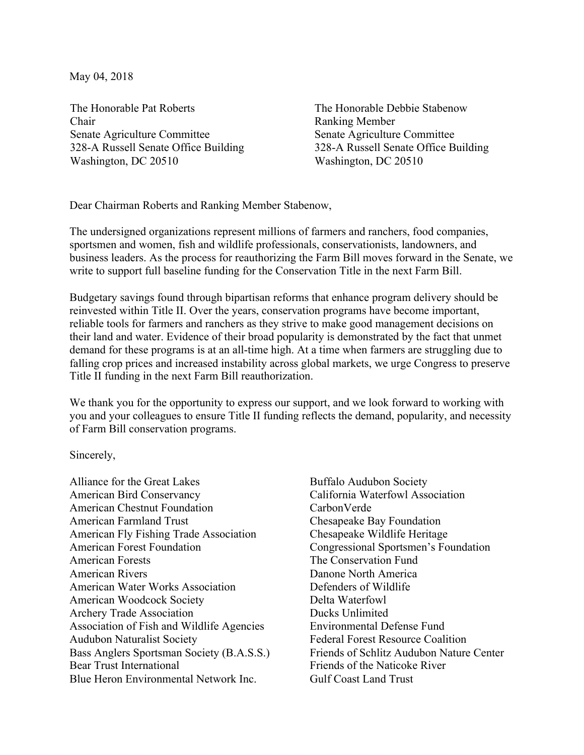May 04, 2018

The Honorable Pat Roberts
Chair
Senate Agriculture Committee
328-A Russell Senate Office Building
Washington, DC 20510

The Honorable Debbie Stabenow
Ranking Member
Senate Agriculture Committee
328-A Russell Senate Office Building
Washington, DC 20510

Dear Chairman Roberts and Ranking Member Stabenow,

The undersigned organizations represent millions of farmers and ranchers, food companies, sportsmen and women, fish and wildlife professionals, conservationists, landowners, and business leaders. As the process for reauthorizing the Farm Bill moves forward in the Senate, we write to support full baseline funding for the Conservation Title in the next Farm Bill.

Budgetary savings found through bipartisan reforms that enhance program delivery should be reinvested within Title II. Over the years, conservation programs have become important, reliable tools for farmers and ranchers as they strive to make good management decisions on their land and water. Evidence of their broad popularity is demonstrated by the fact that unmet demand for these programs is at an all-time high. At a time when farmers are struggling due to falling crop prices and increased instability across global markets, we urge Congress to preserve Title II funding in the next Farm Bill reauthorization.

We thank you for the opportunity to express our support, and we look forward to working with you and your colleagues to ensure Title II funding reflects the demand, popularity, and necessity of Farm Bill conservation programs.

Sincerely,

Alliance for the Great Lakes
American Bird Conservancy
American Chestnut Foundation
American Farmland Trust
American Fly Fishing Trade Association
American Forest Foundation
American Forests
American Rivers
American Water Works Association
American Woodcock Society
Archery Trade Association
Association of Fish and Wildlife Agencies
Audubon Naturalist Society
Bass Anglers Sportsman Society (B.A.S.S.)
Bear Trust International
Blue Heron Environmental Network Inc.
Buffalo Audubon Society
California Waterfowl Association
CarbonVerde
Chesapeake Bay Foundation
Chesapeake Wildlife Heritage
Congressional Sportsmen's Foundation
The Conservation Fund
Danone North America
Defenders of Wildlife
Delta Waterfowl
Ducks Unlimited
Environmental Defense Fund
Federal Forest Resource Coalition
Friends of Schlitz Audubon Nature Center
Friends of the Naticoke River
Gulf Coast Land Trust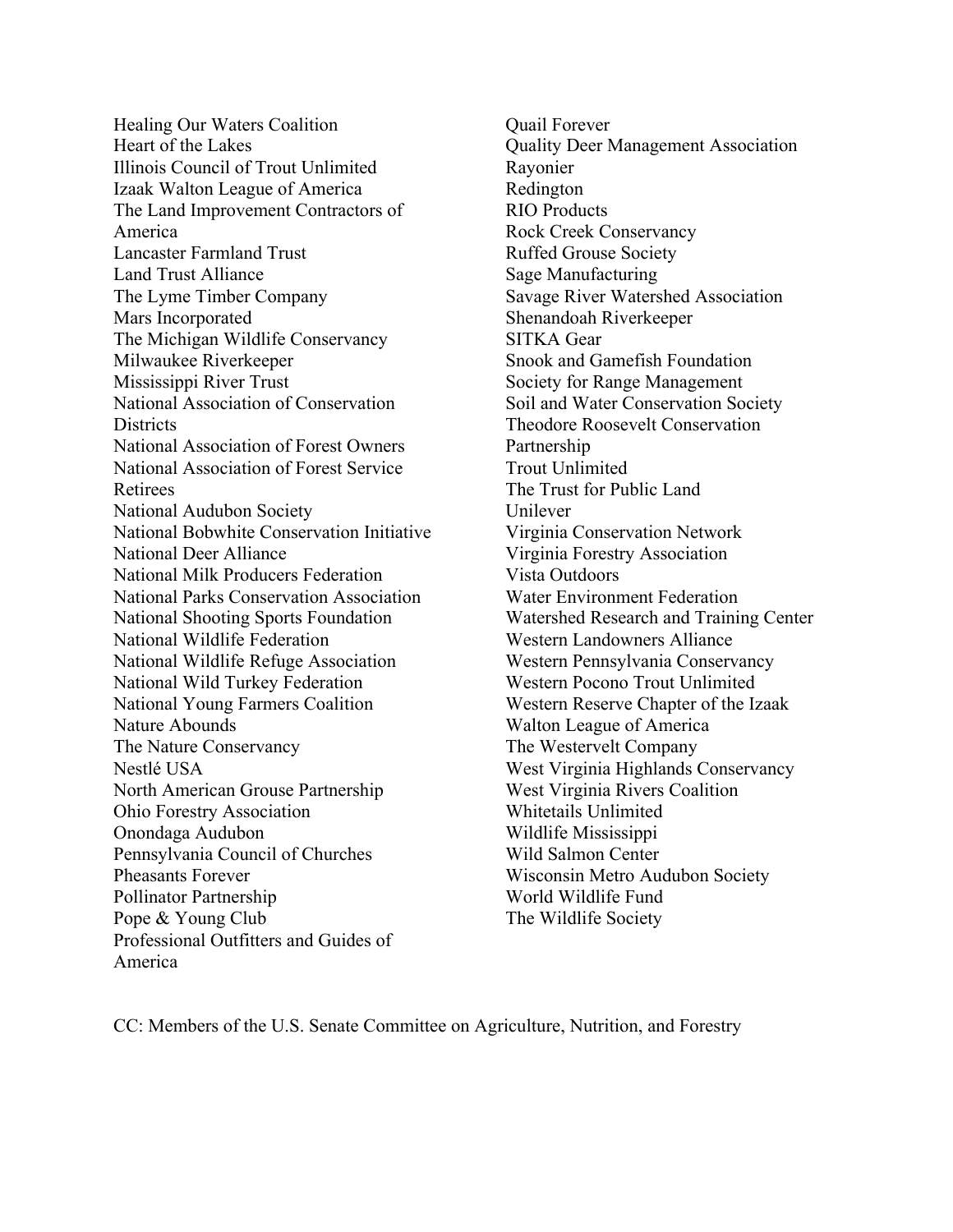Healing Our Waters Coalition
Heart of the Lakes
Illinois Council of Trout Unlimited
Izaak Walton League of America
The Land Improvement Contractors of America
Lancaster Farmland Trust
Land Trust Alliance
The Lyme Timber Company
Mars Incorporated
The Michigan Wildlife Conservancy
Milwaukee Riverkeeper
Mississippi River Trust
National Association of Conservation Districts
National Association of Forest Owners
National Association of Forest Service Retirees
National Audubon Society
National Bobwhite Conservation Initiative
National Deer Alliance
National Milk Producers Federation
National Parks Conservation Association
National Shooting Sports Foundation
National Wildlife Federation
National Wildlife Refuge Association
National Wild Turkey Federation
National Young Farmers Coalition
Nature Abounds
The Nature Conservancy
Nestlé USA
North American Grouse Partnership
Ohio Forestry Association
Onondaga Audubon
Pennsylvania Council of Churches
Pheasants Forever
Pollinator Partnership
Pope & Young Club
Professional Outfitters and Guides of America
Quail Forever
Quality Deer Management Association
Rayonier
Redington
RIO Products
Rock Creek Conservancy
Ruffed Grouse Society
Sage Manufacturing
Savage River Watershed Association
Shenandoah Riverkeeper
SITKA Gear
Snook and Gamefish Foundation
Society for Range Management
Soil and Water Conservation Society
Theodore Roosevelt Conservation Partnership
Trout Unlimited
The Trust for Public Land
Unilever
Virginia Conservation Network
Virginia Forestry Association
Vista Outdoors
Water Environment Federation
Watershed Research and Training Center
Western Landowners Alliance
Western Pennsylvania Conservancy
Western Pocono Trout Unlimited
Western Reserve Chapter of the Izaak Walton League of America
The Westervelt Company
West Virginia Highlands Conservancy
West Virginia Rivers Coalition
Whitetails Unlimited
Wildlife Mississippi
Wild Salmon Center
Wisconsin Metro Audubon Society
World Wildlife Fund
The Wildlife Society

CC: Members of the U.S. Senate Committee on Agriculture, Nutrition, and Forestry